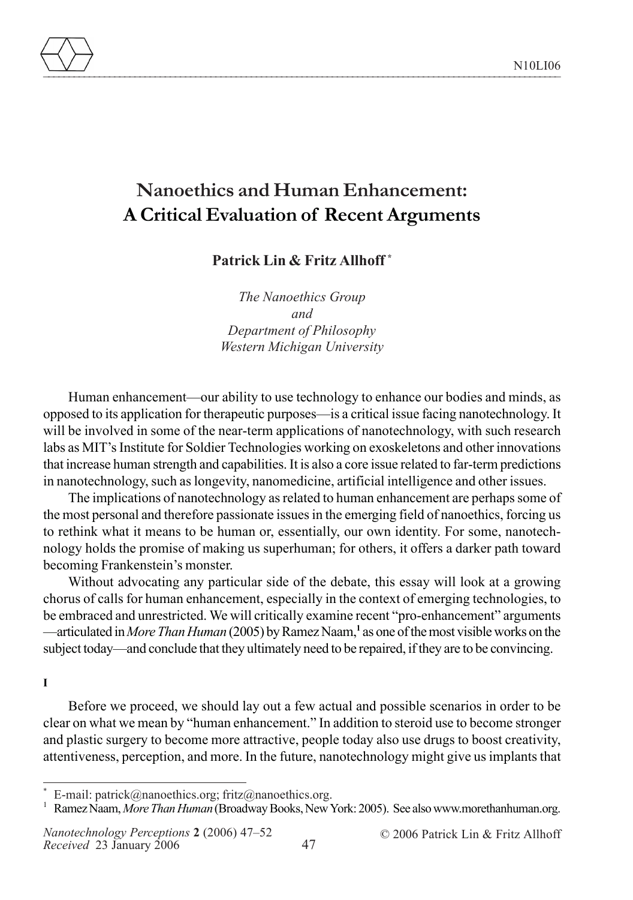# Nanoethics and Human Enhancement: A Critical Evaluation of Recent Arguments

**Patrick Lin & Fritz Allhoff** *

*The Nanoethics Group*
*and*
*Department of Philosophy*
*Western Michigan University*

Human enhancement—our ability to use technology to enhance our bodies and minds, as opposed to its application for therapeutic purposes—is a critical issue facing nanotechnology. It will be involved in some of the near-term applications of nanotechnology, with such research labs as MIT's Institute for Soldier Technologies working on exoskeletons and other innovations that increase human strength and capabilities. It is also a core issue related to far-term predictions in nanotechnology, such as longevity, nanomedicine, artificial intelligence and other issues.

The implications of nanotechnology as related to human enhancement are perhaps some of the most personal and therefore passionate issues in the emerging field of nanoethics, forcing us to rethink what it means to be human or, essentially, our own identity. For some, nanotechnology holds the promise of making us superhuman; for others, it offers a darker path toward becoming Frankenstein's monster.

Without advocating any particular side of the debate, this essay will look at a growing chorus of calls for human enhancement, especially in the context of emerging technologies, to be embraced and unrestricted. We will critically examine recent "pro-enhancement" arguments—articulated in *More Than Human* (2005) by Ramez Naam,[1] as one of the most visible works on the subject today—and conclude that they ultimately need to be repaired, if they are to be convincing.

**I**

Before we proceed, we should lay out a few actual and possible scenarios in order to be clear on what we mean by "human enhancement." In addition to steroid use to become stronger and plastic surgery to become more attractive, people today also use drugs to boost creativity, attentiveness, perception, and more. In the future, nanotechnology might give us implants that

---

\* E-mail: patrick@nanoethics.org; fritz@nanoethics.org.

[1] Ramez Naam, *More Than Human* (Broadway Books, New York: 2005). See also www.morethanhuman.org.

*Received* 23 January 2006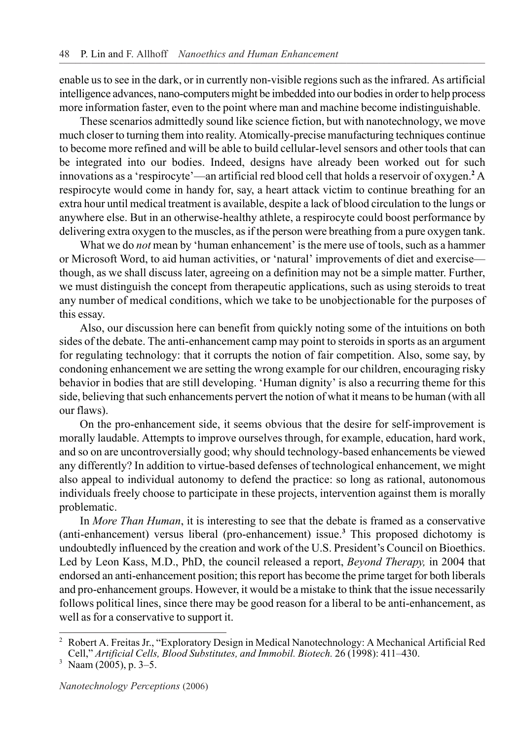enable us to see in the dark, or in currently non-visible regions such as the infrared. As artificial intelligence advances, nano-computers might be imbedded into our bodies in order to help process more information faster, even to the point where man and machine become indistinguishable.

These scenarios admittedly sound like science fiction, but with nanotechnology, we move much closer to turning them into reality. Atomically-precise manufacturing techniques continue to become more refined and will be able to build cellular-level sensors and other tools that can be integrated into our bodies. Indeed, designs have already been worked out for such innovations as a 'respirocyte'—an artificial red blood cell that holds a reservoir of oxygen.[2] A respirocyte would come in handy for, say, a heart attack victim to continue breathing for an extra hour until medical treatment is available, despite a lack of blood circulation to the lungs or anywhere else. But in an otherwise-healthy athlete, a respirocyte could boost performance by delivering extra oxygen to the muscles, as if the person were breathing from a pure oxygen tank.

What we do *not* mean by 'human enhancement' is the mere use of tools, such as a hammer or Microsoft Word, to aid human activities, or 'natural' improvements of diet and exercise—though, as we shall discuss later, agreeing on a definition may not be a simple matter. Further, we must distinguish the concept from therapeutic applications, such as using steroids to treat any number of medical conditions, which we take to be unobjectionable for the purposes of this essay.

Also, our discussion here can benefit from quickly noting some of the intuitions on both sides of the debate. The anti-enhancement camp may point to steroids in sports as an argument for regulating technology: that it corrupts the notion of fair competition. Also, some say, by condoning enhancement we are setting the wrong example for our children, encouraging risky behavior in bodies that are still developing. 'Human dignity' is also a recurring theme for this side, believing that such enhancements pervert the notion of what it means to be human (with all our flaws).

On the pro-enhancement side, it seems obvious that the desire for self-improvement is morally laudable. Attempts to improve ourselves through, for example, education, hard work, and so on are uncontroversially good; why should technology-based enhancements be viewed any differently? In addition to virtue-based defenses of technological enhancement, we might also appeal to individual autonomy to defend the practice: so long as rational, autonomous individuals freely choose to participate in these projects, intervention against them is morally problematic.

In *More Than Human*, it is interesting to see that the debate is framed as a conservative (anti-enhancement) versus liberal (pro-enhancement) issue.[3] This proposed dichotomy is undoubtedly influenced by the creation and work of the U.S. President's Council on Bioethics. Led by Leon Kass, M.D., PhD, the council released a report, *Beyond Therapy,* in 2004 that endorsed an anti-enhancement position; this report has become the prime target for both liberals and pro-enhancement groups. However, it would be a mistake to think that the issue necessarily follows political lines, since there may be good reason for a liberal to be anti-enhancement, as well as for a conservative to support it.

---

[2] Robert A. Freitas Jr., "Exploratory Design in Medical Nanotechnology: A Mechanical Artificial Red Cell," *Artificial Cells, Blood Substitutes, and Immobil. Biotech.* 26 (1998): 411–430.

[3] Naam (2005), p. 3–5.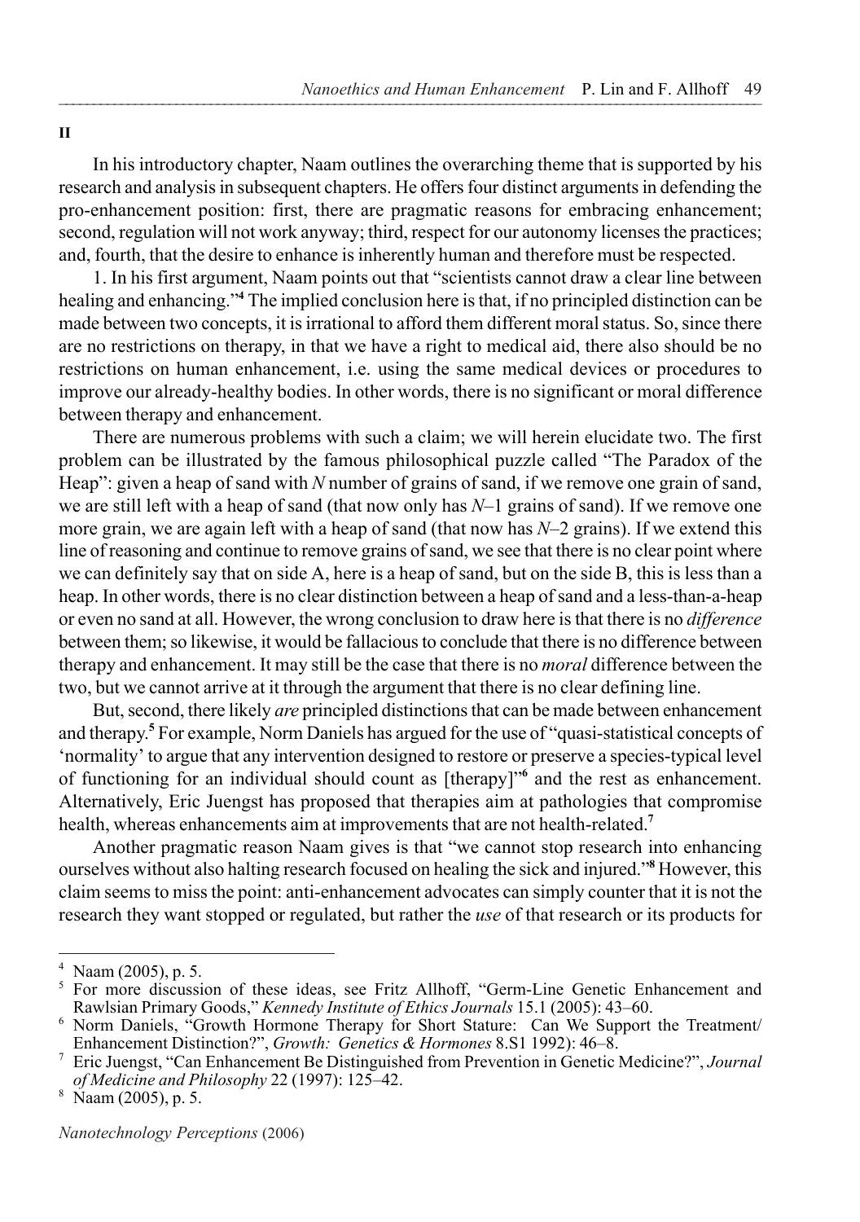## II

In his introductory chapter, Naam outlines the overarching theme that is supported by his research and analysis in subsequent chapters. He offers four distinct arguments in defending the pro-enhancement position: first, there are pragmatic reasons for embracing enhancement; second, regulation will not work anyway; third, respect for our autonomy licenses the practices; and, fourth, that the desire to enhance is inherently human and therefore must be respected.

1. In his first argument, Naam points out that "scientists cannot draw a clear line between healing and enhancing."[4] The implied conclusion here is that, if no principled distinction can be made between two concepts, it is irrational to afford them different moral status. So, since there are no restrictions on therapy, in that we have a right to medical aid, there also should be no restrictions on human enhancement, i.e. using the same medical devices or procedures to improve our already-healthy bodies. In other words, there is no significant or moral difference between therapy and enhancement.

There are numerous problems with such a claim; we will herein elucidate two. The first problem can be illustrated by the famous philosophical puzzle called "The Paradox of the Heap": given a heap of sand with *N* number of grains of sand, if we remove one grain of sand, we are still left with a heap of sand (that now only has *N*–1 grains of sand). If we remove one more grain, we are again left with a heap of sand (that now has *N*–2 grains). If we extend this line of reasoning and continue to remove grains of sand, we see that there is no clear point where we can definitely say that on side A, here is a heap of sand, but on the side B, this is less than a heap. In other words, there is no clear distinction between a heap of sand and a less-than-a-heap or even no sand at all. However, the wrong conclusion to draw here is that there is no *difference* between them; so likewise, it would be fallacious to conclude that there is no difference between therapy and enhancement. It may still be the case that there is no *moral* difference between the two, but we cannot arrive at it through the argument that there is no clear defining line.

But, second, there likely *are* principled distinctions that can be made between enhancement and therapy.[5] For example, Norm Daniels has argued for the use of "quasi-statistical concepts of 'normality' to argue that any intervention designed to restore or preserve a species-typical level of functioning for an individual should count as [therapy]"[6] and the rest as enhancement. Alternatively, Eric Juengst has proposed that therapies aim at pathologies that compromise health, whereas enhancements aim at improvements that are not health-related.[7]

Another pragmatic reason Naam gives is that "we cannot stop research into enhancing ourselves without also halting research focused on healing the sick and injured."[8] However, this claim seems to miss the point: anti-enhancement advocates can simply counter that it is not the research they want stopped or regulated, but rather the *use* of that research or its products for

---

[4] Naam (2005), p. 5.

[5] For more discussion of these ideas, see Fritz Allhoff, "Germ-Line Genetic Enhancement and Rawlsian Primary Goods," *Kennedy Institute of Ethics Journals* 15.1 (2005): 43–60.

[6] Norm Daniels, "Growth Hormone Therapy for Short Stature: Can We Support the Treatment/Enhancement Distinction?", *Growth: Genetics & Hormones* 8.S1 1992): 46–8.

[7] Eric Juengst, "Can Enhancement Be Distinguished from Prevention in Genetic Medicine?", *Journal of Medicine and Philosophy* 22 (1997): 125–42.

[8] Naam (2005), p. 5.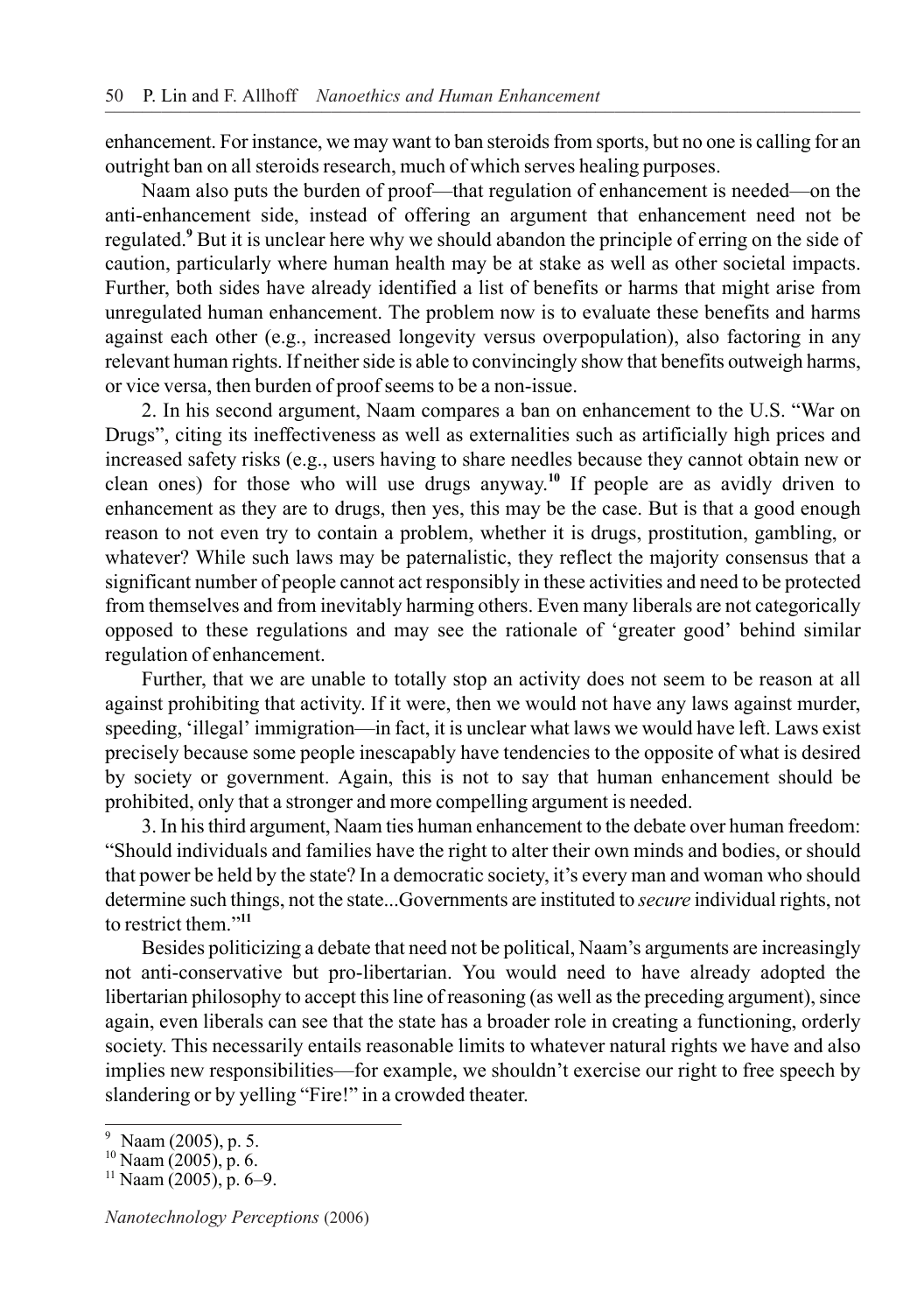enhancement. For instance, we may want to ban steroids from sports, but no one is calling for an outright ban on all steroids research, much of which serves healing purposes.

Naam also puts the burden of proof—that regulation of enhancement is needed—on the anti-enhancement side, instead of offering an argument that enhancement need not be regulated.[9] But it is unclear here why we should abandon the principle of erring on the side of caution, particularly where human health may be at stake as well as other societal impacts. Further, both sides have already identified a list of benefits or harms that might arise from unregulated human enhancement. The problem now is to evaluate these benefits and harms against each other (e.g., increased longevity versus overpopulation), also factoring in any relevant human rights. If neither side is able to convincingly show that benefits outweigh harms, or vice versa, then burden of proof seems to be a non-issue.

2. In his second argument, Naam compares a ban on enhancement to the U.S. "War on Drugs", citing its ineffectiveness as well as externalities such as artificially high prices and increased safety risks (e.g., users having to share needles because they cannot obtain new or clean ones) for those who will use drugs anyway.[10] If people are as avidly driven to enhancement as they are to drugs, then yes, this may be the case. But is that a good enough reason to not even try to contain a problem, whether it is drugs, prostitution, gambling, or whatever? While such laws may be paternalistic, they reflect the majority consensus that a significant number of people cannot act responsibly in these activities and need to be protected from themselves and from inevitably harming others. Even many liberals are not categorically opposed to these regulations and may see the rationale of 'greater good' behind similar regulation of enhancement.

Further, that we are unable to totally stop an activity does not seem to be reason at all against prohibiting that activity. If it were, then we would not have any laws against murder, speeding, 'illegal' immigration—in fact, it is unclear what laws we would have left. Laws exist precisely because some people inescapably have tendencies to the opposite of what is desired by society or government. Again, this is not to say that human enhancement should be prohibited, only that a stronger and more compelling argument is needed.

3. In his third argument, Naam ties human enhancement to the debate over human freedom: "Should individuals and families have the right to alter their own minds and bodies, or should that power be held by the state? In a democratic society, it's every man and woman who should determine such things, not the state...Governments are instituted to *secure* individual rights, not to restrict them."[11]

Besides politicizing a debate that need not be political, Naam's arguments are increasingly not anti-conservative but pro-libertarian. You would need to have already adopted the libertarian philosophy to accept this line of reasoning (as well as the preceding argument), since again, even liberals can see that the state has a broader role in creating a functioning, orderly society. This necessarily entails reasonable limits to whatever natural rights we have and also implies new responsibilities—for example, we shouldn't exercise our right to free speech by slandering or by yelling "Fire!" in a crowded theater.

---

[9] Naam (2005), p. 5.

[10] Naam (2005), p. 6.

[11] Naam (2005), p. 6–9.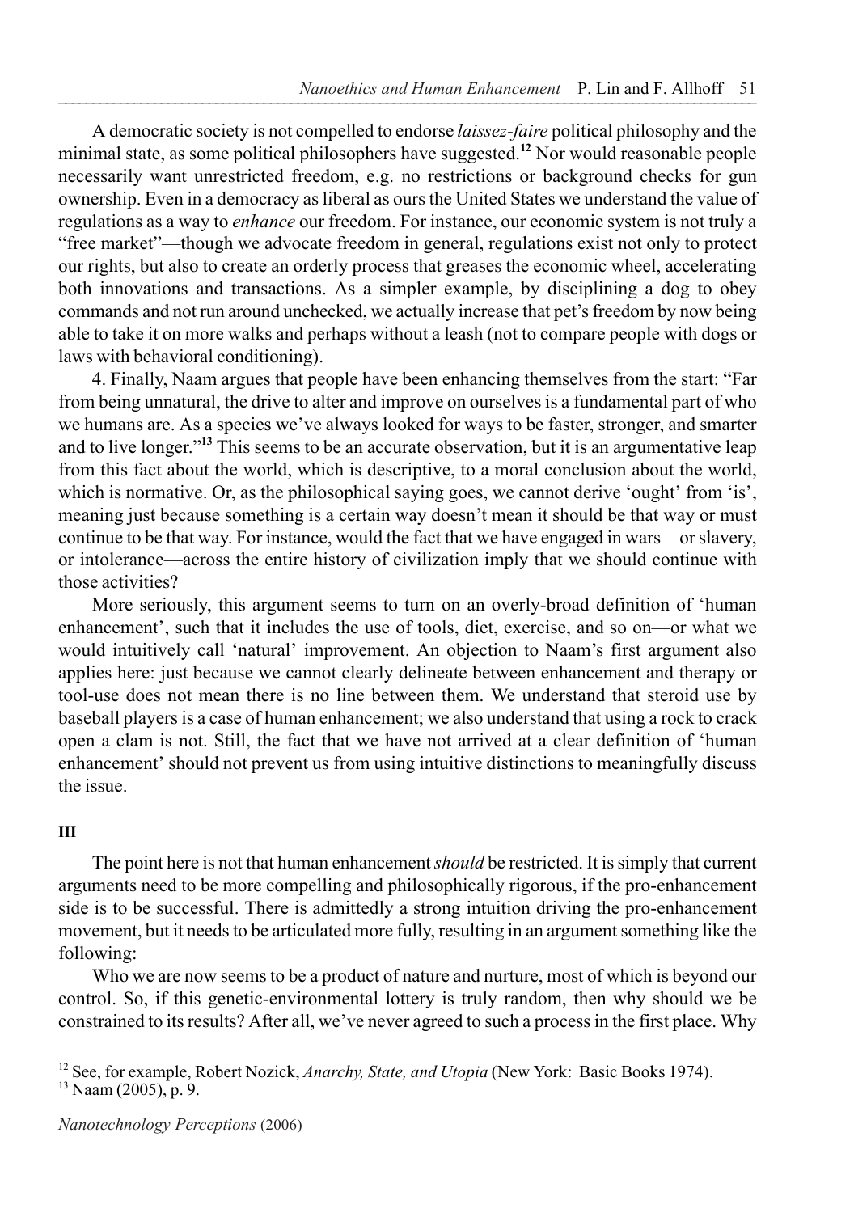A democratic society is not compelled to endorse *laissez-faire* political philosophy and the minimal state, as some political philosophers have suggested.[12] Nor would reasonable people necessarily want unrestricted freedom, e.g. no restrictions or background checks for gun ownership. Even in a democracy as liberal as ours the United States we understand the value of regulations as a way to *enhance* our freedom. For instance, our economic system is not truly a "free market"—though we advocate freedom in general, regulations exist not only to protect our rights, but also to create an orderly process that greases the economic wheel, accelerating both innovations and transactions. As a simpler example, by disciplining a dog to obey commands and not run around unchecked, we actually increase that pet's freedom by now being able to take it on more walks and perhaps without a leash (not to compare people with dogs or laws with behavioral conditioning).

4. Finally, Naam argues that people have been enhancing themselves from the start: "Far from being unnatural, the drive to alter and improve on ourselves is a fundamental part of who we humans are. As a species we've always looked for ways to be faster, stronger, and smarter and to live longer."[13] This seems to be an accurate observation, but it is an argumentative leap from this fact about the world, which is descriptive, to a moral conclusion about the world, which is normative. Or, as the philosophical saying goes, we cannot derive 'ought' from 'is', meaning just because something is a certain way doesn't mean it should be that way or must continue to be that way. For instance, would the fact that we have engaged in wars—or slavery, or intolerance—across the entire history of civilization imply that we should continue with those activities?

More seriously, this argument seems to turn on an overly-broad definition of 'human enhancement', such that it includes the use of tools, diet, exercise, and so on—or what we would intuitively call 'natural' improvement. An objection to Naam's first argument also applies here: just because we cannot clearly delineate between enhancement and therapy or tool-use does not mean there is no line between them. We understand that steroid use by baseball players is a case of human enhancement; we also understand that using a rock to crack open a clam is not. Still, the fact that we have not arrived at a clear definition of 'human enhancement' should not prevent us from using intuitive distinctions to meaningfully discuss the issue.

## III

The point here is not that human enhancement *should* be restricted. It is simply that current arguments need to be more compelling and philosophically rigorous, if the pro-enhancement side is to be successful. There is admittedly a strong intuition driving the pro-enhancement movement, but it needs to be articulated more fully, resulting in an argument something like the following:

Who we are now seems to be a product of nature and nurture, most of which is beyond our control. So, if this genetic-environmental lottery is truly random, then why should we be constrained to its results? After all, we've never agreed to such a process in the first place. Why

---

[12] See, for example, Robert Nozick, *Anarchy, State, and Utopia* (New York: Basic Books 1974).

[13] Naam (2005), p. 9.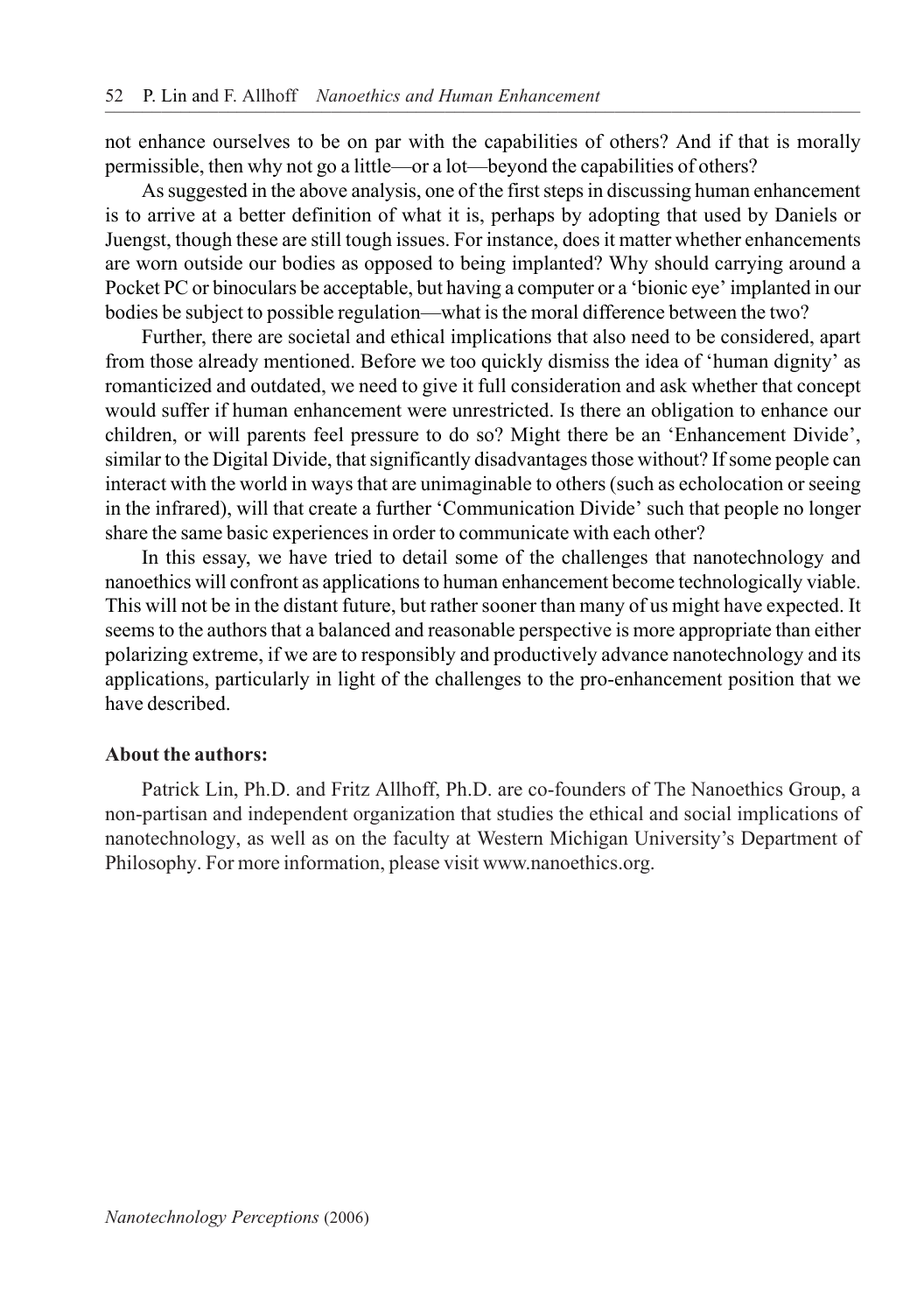not enhance ourselves to be on par with the capabilities of others? And if that is morally permissible, then why not go a little—or a lot—beyond the capabilities of others?

As suggested in the above analysis, one of the first steps in discussing human enhancement is to arrive at a better definition of what it is, perhaps by adopting that used by Daniels or Juengst, though these are still tough issues. For instance, does it matter whether enhancements are worn outside our bodies as opposed to being implanted? Why should carrying around a Pocket PC or binoculars be acceptable, but having a computer or a 'bionic eye' implanted in our bodies be subject to possible regulation—what is the moral difference between the two?

Further, there are societal and ethical implications that also need to be considered, apart from those already mentioned. Before we too quickly dismiss the idea of 'human dignity' as romanticized and outdated, we need to give it full consideration and ask whether that concept would suffer if human enhancement were unrestricted. Is there an obligation to enhance our children, or will parents feel pressure to do so? Might there be an 'Enhancement Divide', similar to the Digital Divide, that significantly disadvantages those without? If some people can interact with the world in ways that are unimaginable to others (such as echolocation or seeing in the infrared), will that create a further 'Communication Divide' such that people no longer share the same basic experiences in order to communicate with each other?

In this essay, we have tried to detail some of the challenges that nanotechnology and nanoethics will confront as applications to human enhancement become technologically viable. This will not be in the distant future, but rather sooner than many of us might have expected. It seems to the authors that a balanced and reasonable perspective is more appropriate than either polarizing extreme, if we are to responsibly and productively advance nanotechnology and its applications, particularly in light of the challenges to the pro-enhancement position that we have described.

**About the authors:**

Patrick Lin, Ph.D. and Fritz Allhoff, Ph.D. are co-founders of The Nanoethics Group, a non-partisan and independent organization that studies the ethical and social implications of nanotechnology, as well as on the faculty at Western Michigan University's Department of Philosophy. For more information, please visit www.nanoethics.org.